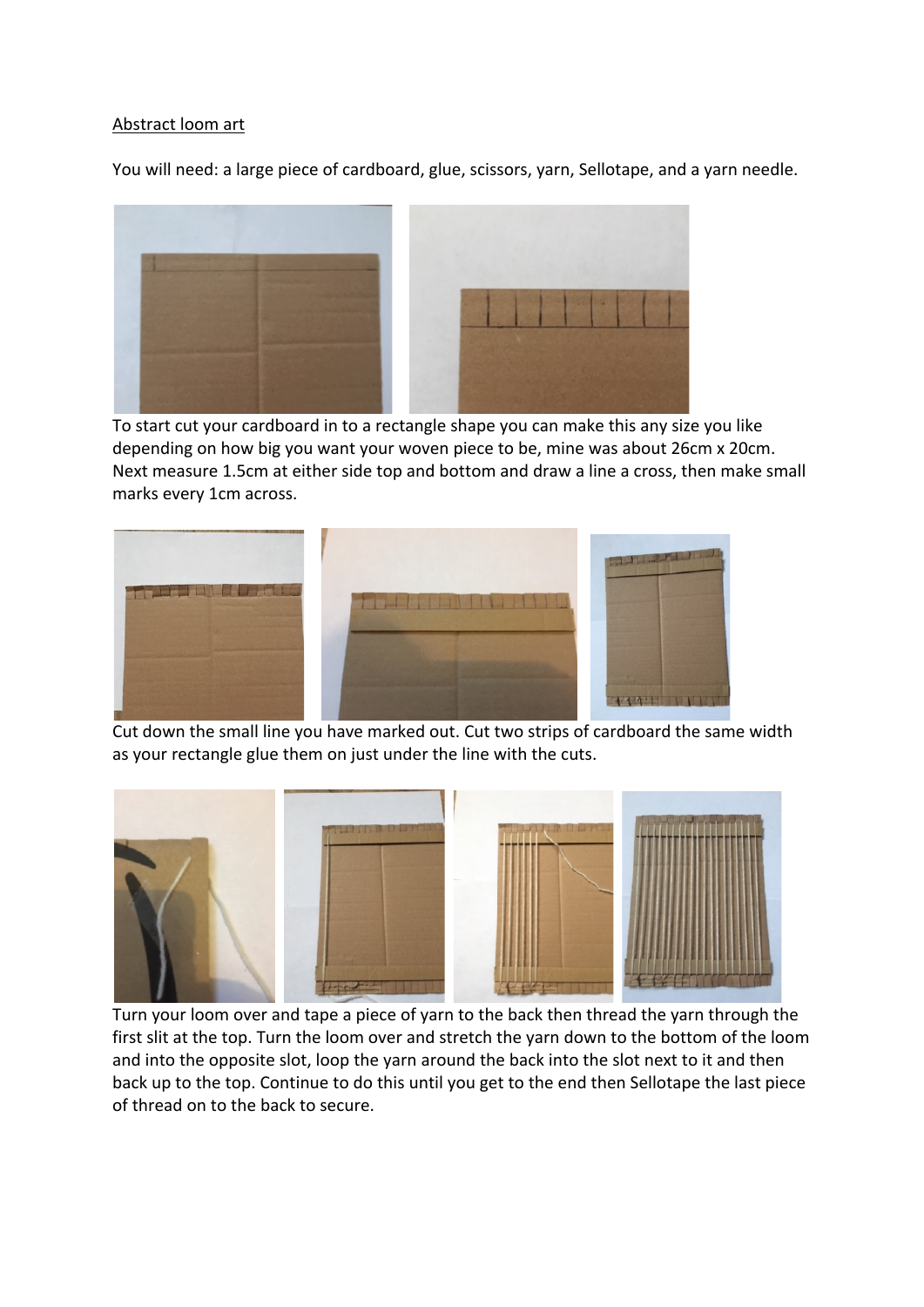<u>Abstract loom art</u>

You will need: a large piece of cardboard, glue, scissors, yarn, Sellotape, and a yarn needle.

To start cut your cardboard in to a rectangle shape you can make this any size you like depending on how big you want your woven piece to be, mine was about 26cm x 20cm. Next measure 1.5cm at either side top and bottom and draw a line a cross, then make small marks every 1cm across.

Cut down the small line you have marked out. Cut two strips of cardboard the same width as your rectangle glue them on just under the line with the cuts.

Turn your loom over and tape a piece of yarn to the back then thread the yarn through the first slit at the top. Turn the loom over and stretch the yarn down to the bottom of the loom and into the opposite slot, loop the yarn around the back into the slot next to it and then back up to the top. Continue to do this until you get to the end then Sellotape the last piece of thread on to the back to secure.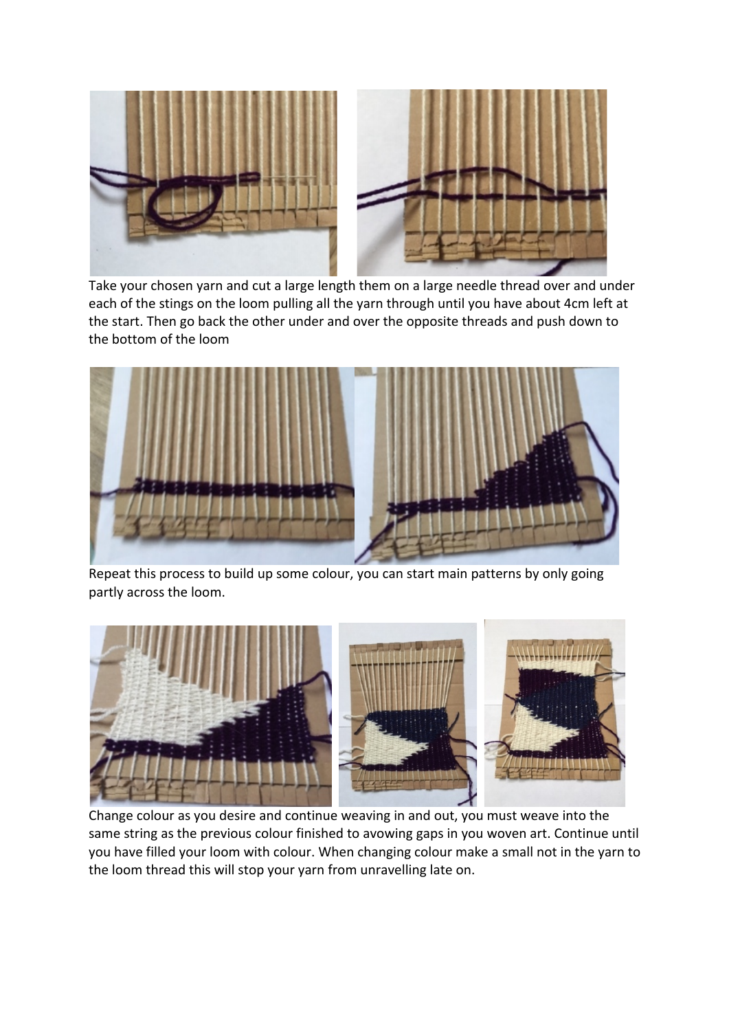Take your chosen yarn and cut a large length them on a large needle thread over and under each of the stings on the loom pulling all the yarn through until you have about 4cm left at the start. Then go back the other under and over the opposite threads and push down to the bottom of the loom

Repeat this process to build up some colour, you can start main patterns by only going partly across the loom.

Change colour as you desire and continue weaving in and out, you must weave into the same string as the previous colour finished to avowing gaps in you woven art. Continue until you have filled your loom with colour. When changing colour make a small not in the yarn to the loom thread this will stop your yarn from unravelling late on.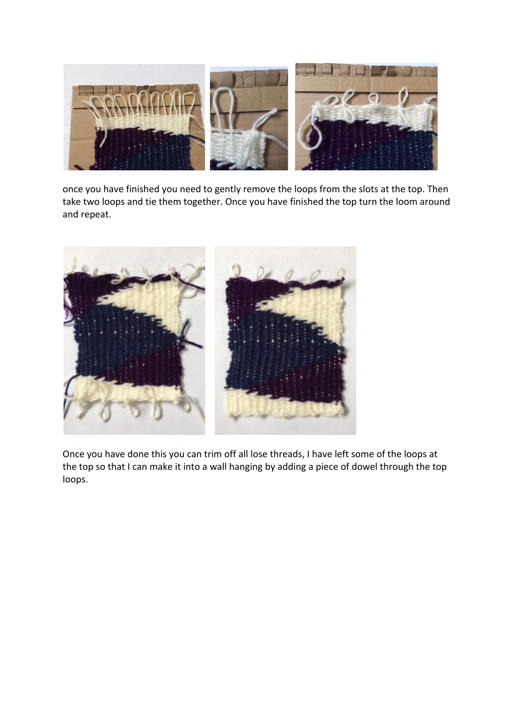once you have finished you need to gently remove the loops from the slots at the top. Then take two loops and tie them together. Once you have finished the top turn the loom around and repeat.

Once you have done this you can trim off all lose threads, I have left some of the loops at the top so that I can make it into a wall hanging by adding a piece of dowel through the top loops.